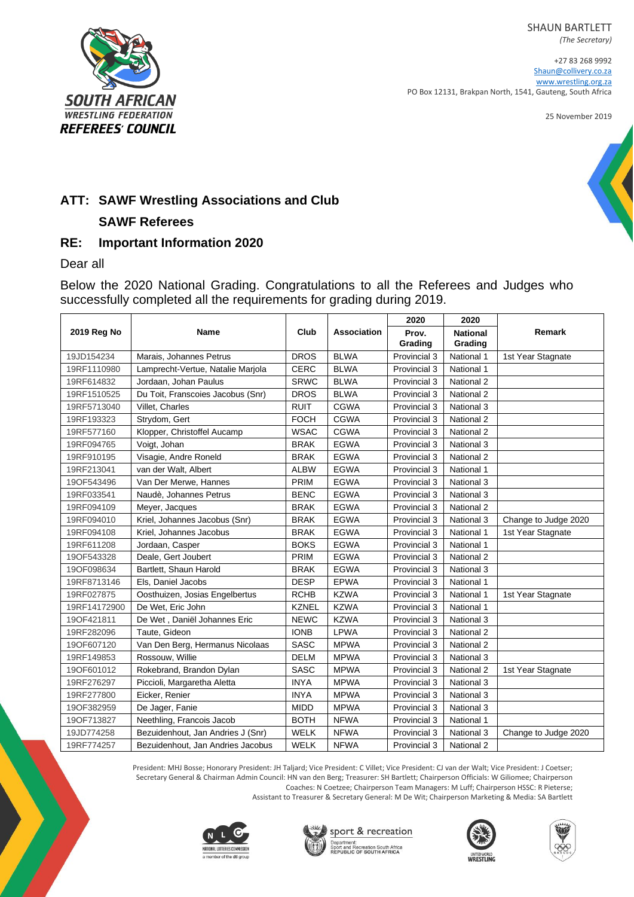SOUTH AFRICAN WRESTLING FEDERATION REFEREES' COUNCIL

SHAUN BARTLETT
*(The Secretary)*

+27 83 268 9992
Shaun@collivery.co.za
www.wrestling.org.za
PO Box 12131, Brakpan North, 1541, Gauteng, South Africa

25 November 2019

## ATT: SAWF Wrestling Associations and Club

## SAWF Referees

## RE: Important Information 2020

Dear all

Below the 2020 National Grading. Congratulations to all the Referees and Judges who successfully completed all the requirements for grading during 2019.

| 2019 Reg No | Name | Club | Association | 2020 Prov. Grading | 2020 National Grading | Remark |
|---|---|---|---|---|---|---|
| 19JD154234 | Marais, Johannes Petrus | DROS | BLWA | Provincial 3 | National 1 | 1st Year Stagnate |
| 19RF1110980 | Lamprecht-Vertue, Natalie Marjola | CERC | BLWA | Provincial 3 | National 1 | |
| 19RF614832 | Jordaan, Johan Paulus | SRWC | BLWA | Provincial 3 | National 2 | |
| 19RF1510525 | Du Toit, Franscoies Jacobus (Snr) | DROS | BLWA | Provincial 3 | National 2 | |
| 19RF5713040 | Villet, Charles | RUIT | CGWA | Provincial 3 | National 3 | |
| 19RF193323 | Strydom, Gert | FOCH | CGWA | Provincial 3 | National 2 | |
| 19RF577160 | Klopper, Christoffel Aucamp | WSAC | CGWA | Provincial 3 | National 2 | |
| 19RF094765 | Voigt, Johan | BRAK | EGWA | Provincial 3 | National 3 | |
| 19RF910195 | Visagie, Andre Roneld | BRAK | EGWA | Provincial 3 | National 2 | |
| 19RF213041 | van der Walt, Albert | ALBW | EGWA | Provincial 3 | National 1 | |
| 19OF543496 | Van Der Merwe, Hannes | PRIM | EGWA | Provincial 3 | National 3 | |
| 19RF033541 | Naudè, Johannes Petrus | BENC | EGWA | Provincial 3 | National 3 | |
| 19RF094109 | Meyer, Jacques | BRAK | EGWA | Provincial 3 | National 2 | |
| 19RF094010 | Kriel, Johannes Jacobus (Snr) | BRAK | EGWA | Provincial 3 | National 3 | Change to Judge 2020 |
| 19RF094108 | Kriel, Johannes Jacobus | BRAK | EGWA | Provincial 3 | National 1 | 1st Year Stagnate |
| 19RF611208 | Jordaan, Casper | BOKS | EGWA | Provincial 3 | National 1 | |
| 19OF543328 | Deale, Gert Joubert | PRIM | EGWA | Provincial 3 | National 2 | |
| 19OF098634 | Bartlett, Shaun Harold | BRAK | EGWA | Provincial 3 | National 3 | |
| 19RF8713146 | Els, Daniel Jacobs | DESP | EPWA | Provincial 3 | National 1 | |
| 19RF027875 | Oosthuizen, Josias Engelbertus | RCHB | KZWA | Provincial 3 | National 1 | 1st Year Stagnate |
| 19RF14172900 | De Wet, Eric John | KZNEL | KZWA | Provincial 3 | National 1 | |
| 19OF421811 | De Wet , Daniël Johannes Eric | NEWC | KZWA | Provincial 3 | National 3 | |
| 19RF282096 | Taute, Gideon | IONB | LPWA | Provincial 3 | National 2 | |
| 19OF607120 | Van Den Berg, Hermanus Nicolaas | SASC | MPWA | Provincial 3 | National 2 | |
| 19RF149853 | Rossouw, Willie | DELM | MPWA | Provincial 3 | National 3 | |
| 19OF601012 | Rokebrand, Brandon Dylan | SASC | MPWA | Provincial 3 | National 2 | 1st Year Stagnate |
| 19RF276297 | Piccioli, Margaretha Aletta | INYA | MPWA | Provincial 3 | National 3 | |
| 19RF277800 | Eicker, Renier | INYA | MPWA | Provincial 3 | National 3 | |
| 19OF382959 | De Jager, Fanie | MIDD | MPWA | Provincial 3 | National 3 | |
| 19OF713827 | Neethling, Francois Jacob | BOTH | NFWA | Provincial 3 | National 1 | |
| 19JD774258 | Bezuidenhout, Jan Andries J (Snr) | WELK | NFWA | Provincial 3 | National 3 | Change to Judge 2020 |
| 19RF774257 | Bezuidenhout, Jan Andries Jacobus | WELK | NFWA | Provincial 3 | National 2 | |

President: MHJ Bosse; Honorary President: JH Taljard; Vice President: C Villet; Vice President: CJ van der Walt; Vice President: J Coetser; Secretary General & Chairman Admin Council: HN van den Berg; Treasurer: SH Bartlett; Chairperson Officials: W Giliomee; Chairperson Coaches: N Coetzee; Chairperson Team Managers: M Luff; Chairperson HSSC: R Pieterse; Assistant to Treasurer & Secretary General: M De Wit; Chairperson Marketing & Media: SA Bartlett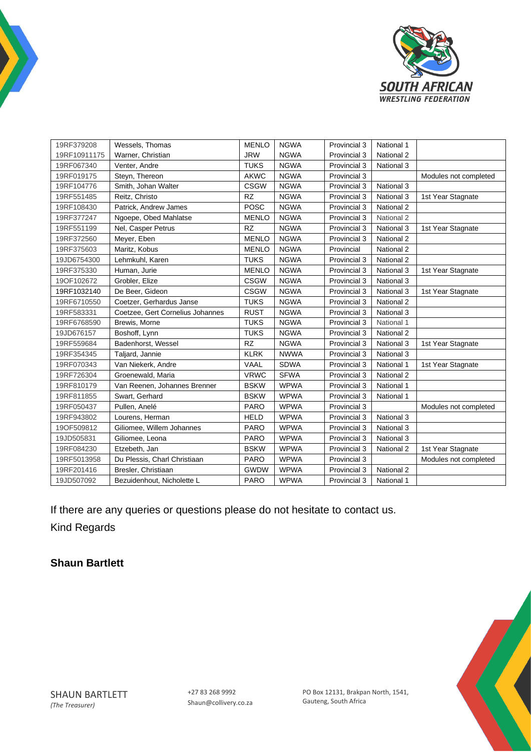| | | | | | | |
|---|---|---|---|---|---|---|
| 19RF379208 | Wessels, Thomas | MENLO | NGWA | Provincial 3 | National 1 | |
| 19RF10911175 | Warner, Christian | JRW | NGWA | Provincial 3 | National 2 | |
| 19RF067340 | Venter, Andre | TUKS | NGWA | Provincial 3 | National 3 | |
| 19RF019175 | Steyn, Thereon | AKWC | NGWA | Provincial 3 | | Modules not completed |
| 19RF104776 | Smith, Johan Walter | CSGW | NGWA | Provincial 3 | National 3 | |
| 19RF551485 | Reitz, Christo | RZ | NGWA | Provincial 3 | National 3 | 1st Year Stagnate |
| 19RF108430 | Patrick, Andrew James | POSC | NGWA | Provincial 3 | National 2 | |
| 19RF377247 | Ngoepe, Obed Mahlatse | MENLO | NGWA | Provincial 3 | National 2 | |
| 19RF551199 | Nel, Casper Petrus | RZ | NGWA | Provincial 3 | National 3 | 1st Year Stagnate |
| 19RF372560 | Meyer, Eben | MENLO | NGWA | Provincial 3 | National 2 | |
| 19RF375603 | Maritz, Kobus | MENLO | NGWA | Provincial | National 2 | |
| 19JD6754300 | Lehmkuhl, Karen | TUKS | NGWA | Provincial 3 | National 2 | |
| 19RF375330 | Human, Jurie | MENLO | NGWA | Provincial 3 | National 3 | 1st Year Stagnate |
| 19OF102672 | Grobler, Elize | CSGW | NGWA | Provincial 3 | National 3 | |
| 19RF1032140 | De Beer, Gideon | CSGW | NGWA | Provincial 3 | National 3 | 1st Year Stagnate |
| 19RF6710550 | Coetzer, Gerhardus Janse | TUKS | NGWA | Provincial 3 | National 2 | |
| 19RF583331 | Coetzee, Gert Cornelius Johannes | RUST | NGWA | Provincial 3 | National 3 | |
| 19RF6768590 | Brewis, Morne | TUKS | NGWA | Provincial 3 | National 1 | |
| 19JD676157 | Boshoff, Lynn | TUKS | NGWA | Provincial 3 | National 2 | |
| 19RF559684 | Badenhorst, Wessel | RZ | NGWA | Provincial 3 | National 3 | 1st Year Stagnate |
| 19RF354345 | Taljard, Jannie | KLRK | NWWA | Provincial 3 | National 3 | |
| 19RF070343 | Van Niekerk, Andre | VAAL | SDWA | Provincial 3 | National 1 | 1st Year Stagnate |
| 19RF726304 | Groenewald, Maria | VRWC | SFWA | Provincial 3 | National 2 | |
| 19RF810179 | Van Reenen, Johannes Brenner | BSKW | WPWA | Provincial 3 | National 1 | |
| 19RF811855 | Swart, Gerhard | BSKW | WPWA | Provincial 3 | National 1 | |
| 19RF050437 | Pullen, Anelé | PARO | WPWA | Provincial 3 | | Modules not completed |
| 19RF943802 | Lourens, Herman | HELD | WPWA | Provincial 3 | National 3 | |
| 19OF509812 | Giliomee, Willem Johannes | PARO | WPWA | Provincial 3 | National 3 | |
| 19JD505831 | Giliomee, Leona | PARO | WPWA | Provincial 3 | National 3 | |
| 19RF084230 | Etzebeth, Jan | BSKW | WPWA | Provincial 3 | National 2 | 1st Year Stagnate |
| 19RF5013958 | Du Plessis, Charl Christiaan | PARO | WPWA | Provincial 3 | | Modules not completed |
| 19RF201416 | Bresler, Christiaan | GWDW | WPWA | Provincial 3 | National 2 | |
| 19JD507092 | Bezuidenhout, Nicholette L | PARO | WPWA | Provincial 3 | National 1 | |

If there are any queries or questions please do not hesitate to contact us.

Kind Regards

**Shaun Bartlett**

SHAUN BARTLETT
*(The Treasurer)*

+27 83 268 9992
Shaun@collivery.co.za

PO Box 12131, Brakpan North, 1541,
Gauteng, South Africa